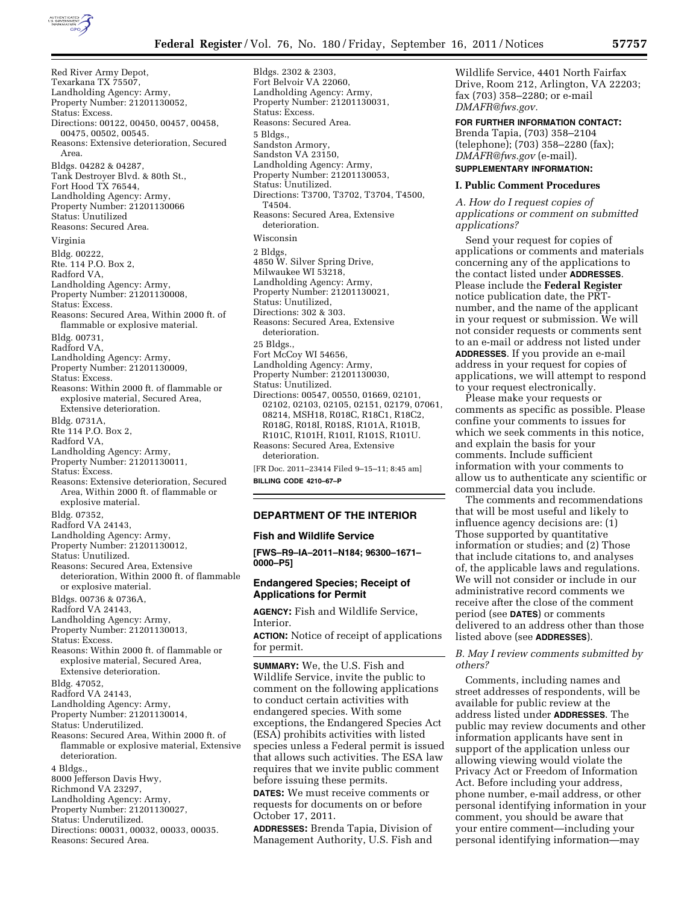Red River Army Depot,
Texarkana TX 75507,
Landholding Agency: Army,
Property Number: 21201130052,
Status: Excess.
Directions: 00122, 00450, 00457, 00458, 00475, 00502, 00545.
Reasons: Extensive deterioration, Secured Area.

Bldgs. 04282 & 04287,
Tank Destroyer Blvd. & 80th St.,
Fort Hood TX 76544,
Landholding Agency: Army,
Property Number: 21201130066
Status: Unutilized
Reasons: Secured Area.

Virginia

Bldg. 00222,
Rte. 114 P.O. Box 2,
Radford VA,
Landholding Agency: Army,
Property Number: 21201130008,
Status: Excess.
Reasons: Secured Area, Within 2000 ft. of flammable or explosive material.

Bldg. 00731,
Radford VA,
Landholding Agency: Army,
Property Number: 21201130009,
Status: Excess.
Reasons: Within 2000 ft. of flammable or explosive material, Secured Area, Extensive deterioration.

Bldg. 0731A,
Rte 114 P.O. Box 2,
Radford VA,
Landholding Agency: Army,
Property Number: 21201130011,
Status: Excess.
Reasons: Extensive deterioration, Secured Area, Within 2000 ft. of flammable or explosive material.

Bldg. 07352,
Radford VA 24143,
Landholding Agency: Army,
Property Number: 21201130012,
Status: Unutilized.
Reasons: Secured Area, Extensive deterioration, Within 2000 ft. of flammable or explosive material.

Bldgs. 00736 & 0736A,
Radford VA 24143,
Landholding Agency: Army,
Property Number: 21201130013,
Status: Excess.
Reasons: Within 2000 ft. of flammable or explosive material, Secured Area, Extensive deterioration.

Bldg. 47052,
Radford VA 24143,
Landholding Agency: Army,
Property Number: 21201130014,
Status: Underutilized.
Reasons: Secured Area, Within 2000 ft. of flammable or explosive material, Extensive deterioration.

4 Bldgs.,
8000 Jefferson Davis Hwy,
Richmond VA 23297,
Landholding Agency: Army,
Property Number: 21201130027,
Status: Underutilized.
Directions: 00031, 00032, 00033, 00035.
Reasons: Secured Area.

Bldgs. 2302 & 2303,
Fort Belvoir VA 22060,
Landholding Agency: Army,
Property Number: 21201130031,
Status: Excess.
Reasons: Secured Area.

5 Bldgs.,
Sandston Armory,
Sandston VA 23150,
Landholding Agency: Army,
Property Number: 21201130053,
Status: Unutilized.
Directions: T3700, T3702, T3704, T4500, T4504.
Reasons: Secured Area, Extensive deterioration.

Wisconsin

2 Bldgs,
4850 W. Silver Spring Drive,
Milwaukee WI 53218,
Landholding Agency: Army,
Property Number: 21201130021,
Status: Unutilized,
Directions: 302 & 303.
Reasons: Secured Area, Extensive deterioration.

25 Bldgs.,
Fort McCoy WI 54656,
Landholding Agency: Army,
Property Number: 21201130030,
Status: Unutilized.
Directions: 00547, 00550, 01669, 02101, 02102, 02103, 02105, 02151, 02179, 07061, 08214, MSH18, R018C, R18C1, R18C2, R018G, R018I, R018S, R101A, R101B, R101C, R101H, R101I, R101S, R101U.
Reasons: Secured Area, Extensive deterioration.

[FR Doc. 2011–23414 Filed 9–15–11; 8:45 am]

**BILLING CODE 4210–67–P**

## DEPARTMENT OF THE INTERIOR

### Fish and Wildlife Service

**[FWS–R9–IA–2011–N184; 96300–1671–0000–P5]**

### Endangered Species; Receipt of Applications for Permit

**AGENCY:** Fish and Wildlife Service, Interior.

**ACTION:** Notice of receipt of applications for permit.

**SUMMARY:** We, the U.S. Fish and Wildlife Service, invite the public to comment on the following applications to conduct certain activities with endangered species. With some exceptions, the Endangered Species Act (ESA) prohibits activities with listed species unless a Federal permit is issued that allows such activities. The ESA law requires that we invite public comment before issuing these permits.

**DATES:** We must receive comments or requests for documents on or before October 17, 2011.

**ADDRESSES:** Brenda Tapia, Division of Management Authority, U.S. Fish and Wildlife Service, 4401 North Fairfax Drive, Room 212, Arlington, VA 22203; fax (703) 358–2280; or e-mail *DMAFR@fws.gov.*

**FOR FURTHER INFORMATION CONTACT:** Brenda Tapia, (703) 358–2104 (telephone); (703) 358–2280 (fax); *DMAFR@fws.gov* (e-mail).

**SUPPLEMENTARY INFORMATION:**

### I. Public Comment Procedures

*A. How do I request copies of applications or comment on submitted applications?*

Send your request for copies of applications or comments and materials concerning any of the applications to the contact listed under **ADDRESSES**. Please include the **Federal Register** notice publication date, the PRT-number, and the name of the applicant in your request or submission. We will not consider requests or comments sent to an e-mail or address not listed under **ADDRESSES**. If you provide an e-mail address in your request for copies of applications, we will attempt to respond to your request electronically.

Please make your requests or comments as specific as possible. Please confine your comments to issues for which we seek comments in this notice, and explain the basis for your comments. Include sufficient information with your comments to allow us to authenticate any scientific or commercial data you include.

The comments and recommendations that will be most useful and likely to influence agency decisions are: (1) Those supported by quantitative information or studies; and (2) Those that include citations to, and analyses of, the applicable laws and regulations. We will not consider or include in our administrative record comments we receive after the close of the comment period (see **DATES**) or comments delivered to an address other than those listed above (see **ADDRESSES**).

*B. May I review comments submitted by others?*

Comments, including names and street addresses of respondents, will be available for public review at the address listed under **ADDRESSES**. The public may review documents and other information applicants have sent in support of the application unless our allowing viewing would violate the Privacy Act or Freedom of Information Act. Before including your address, phone number, e-mail address, or other personal identifying information in your comment, you should be aware that your entire comment—including your personal identifying information—may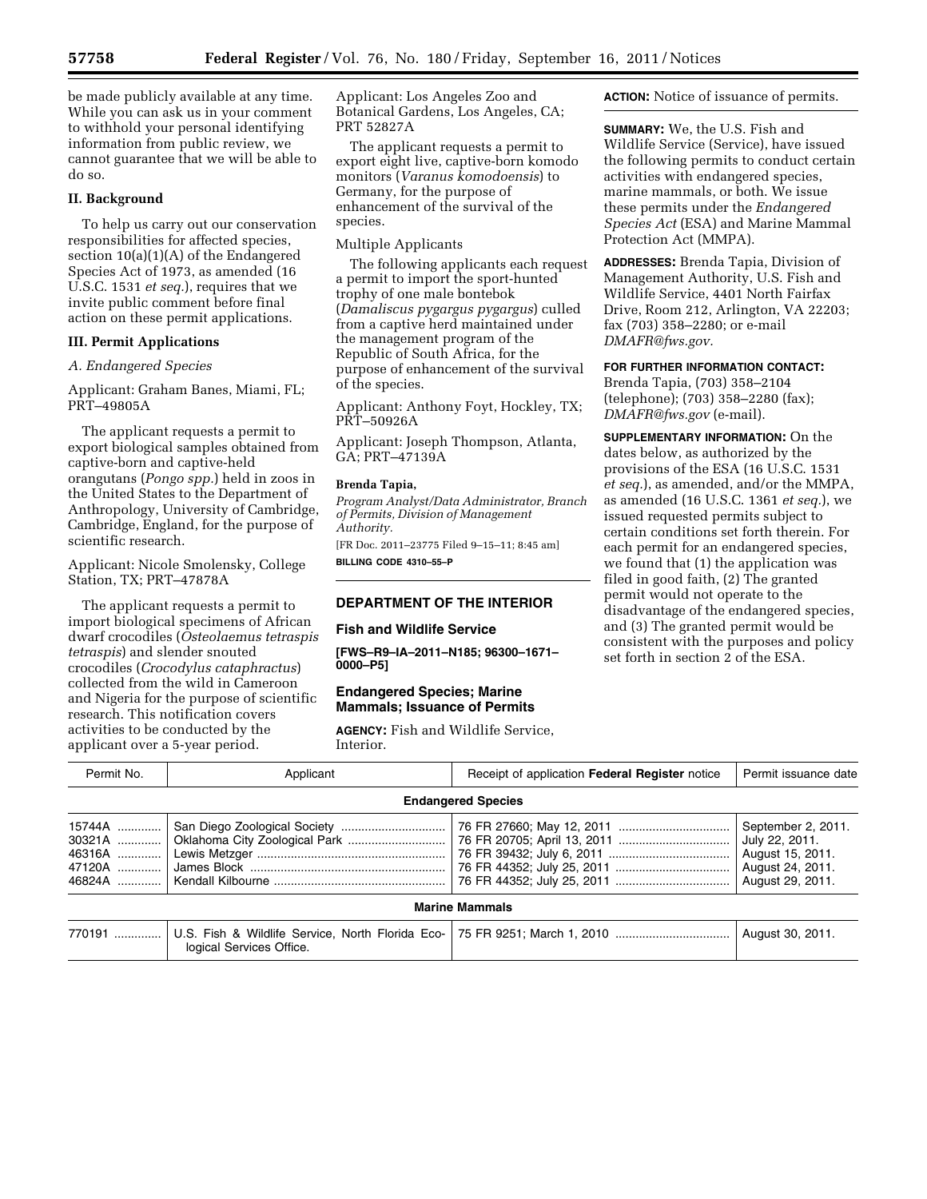be made publicly available at any time. While you can ask us in your comment to withhold your personal identifying information from public review, we cannot guarantee that we will be able to do so.

## II. Background

To help us carry out our conservation responsibilities for affected species, section 10(a)(1)(A) of the Endangered Species Act of 1973, as amended (16 U.S.C. 1531 *et seq.*), requires that we invite public comment before final action on these permit applications.

## III. Permit Applications

### *A. Endangered Species*

Applicant: Graham Banes, Miami, FL; PRT–49805A

The applicant requests a permit to export biological samples obtained from captive-born and captive-held orangutans (*Pongo spp.*) held in zoos in the United States to the Department of Anthropology, University of Cambridge, Cambridge, England, for the purpose of scientific research.

Applicant: Nicole Smolensky, College Station, TX; PRT–47878A

The applicant requests a permit to import biological specimens of African dwarf crocodiles (*Osteolaemus tetraspis tetraspis*) and slender snouted crocodiles (*Crocodylus cataphractus*) collected from the wild in Cameroon and Nigeria for the purpose of scientific research. This notification covers activities to be conducted by the applicant over a 5-year period.

Applicant: Los Angeles Zoo and Botanical Gardens, Los Angeles, CA; PRT 52827A

The applicant requests a permit to export eight live, captive-born komodo monitors (*Varanus komodoensis*) to Germany, for the purpose of enhancement of the survival of the species.

Multiple Applicants

The following applicants each request a permit to import the sport-hunted trophy of one male bontebok (*Damaliscus pygargus pygargus*) culled from a captive herd maintained under the management program of the Republic of South Africa, for the purpose of enhancement of the survival of the species.

Applicant: Anthony Foyt, Hockley, TX; PRT–50926A

Applicant: Joseph Thompson, Atlanta, GA; PRT–47139A

**Brenda Tapia,**

*Program Analyst/Data Administrator, Branch of Permits, Division of Management Authority.*

[FR Doc. 2011–23775 Filed 9–15–11; 8:45 am]

**BILLING CODE 4310–55–P**

## DEPARTMENT OF THE INTERIOR

## Fish and Wildlife Service

**[FWS–R9–IA–2011–N185; 96300–1671–0000–P5]**

## Endangered Species; Marine Mammals; Issuance of Permits

**AGENCY:** Fish and Wildlife Service, Interior.

**ACTION:** Notice of issuance of permits.

**SUMMARY:** We, the U.S. Fish and Wildlife Service (Service), have issued the following permits to conduct certain activities with endangered species, marine mammals, or both. We issue these permits under the *Endangered Species Act* (ESA) and Marine Mammal Protection Act (MMPA).

**ADDRESSES:** Brenda Tapia, Division of Management Authority, U.S. Fish and Wildlife Service, 4401 North Fairfax Drive, Room 212, Arlington, VA 22203; fax (703) 358–2280; or e-mail *DMAFR@fws.gov.*

**FOR FURTHER INFORMATION CONTACT:** Brenda Tapia, (703) 358–2104 (telephone); (703) 358–2280 (fax); *DMAFR@fws.gov* (e-mail).

**SUPPLEMENTARY INFORMATION:** On the dates below, as authorized by the provisions of the ESA (16 U.S.C. 1531 *et seq.*), as amended, and/or the MMPA, as amended (16 U.S.C. 1361 *et seq.*), we issued requested permits subject to certain conditions set forth therein. For each permit for an endangered species, we found that (1) the application was filed in good faith, (2) The granted permit would not operate to the disadvantage of the endangered species, and (3) The granted permit would be consistent with the purposes and policy set forth in section 2 of the ESA.

| Permit No. | Applicant | Receipt of application **Federal Register** notice | Permit issuance date |
|---|---|---|---|
| | **Endangered Species** | | |
| 15744A | San Diego Zoological Society | 76 FR 27660; May 12, 2011 | September 2, 2011. |
| 30321A | Oklahoma City Zoological Park | 76 FR 20705; April 13, 2011 | July 22, 2011. |
| 46316A | Lewis Metzger | 76 FR 39432; July 6, 2011 | August 15, 2011. |
| 47120A | James Block | 76 FR 44352; July 25, 2011 | August 24, 2011. |
| 46824A | Kendall Kilbourne | 76 FR 44352; July 25, 2011 | August 29, 2011. |
| | **Marine Mammals** | | |
| 770191 | U.S. Fish & Wildlife Service, North Florida Ecological Services Office. | 75 FR 9251; March 1, 2010 | August 30, 2011. |